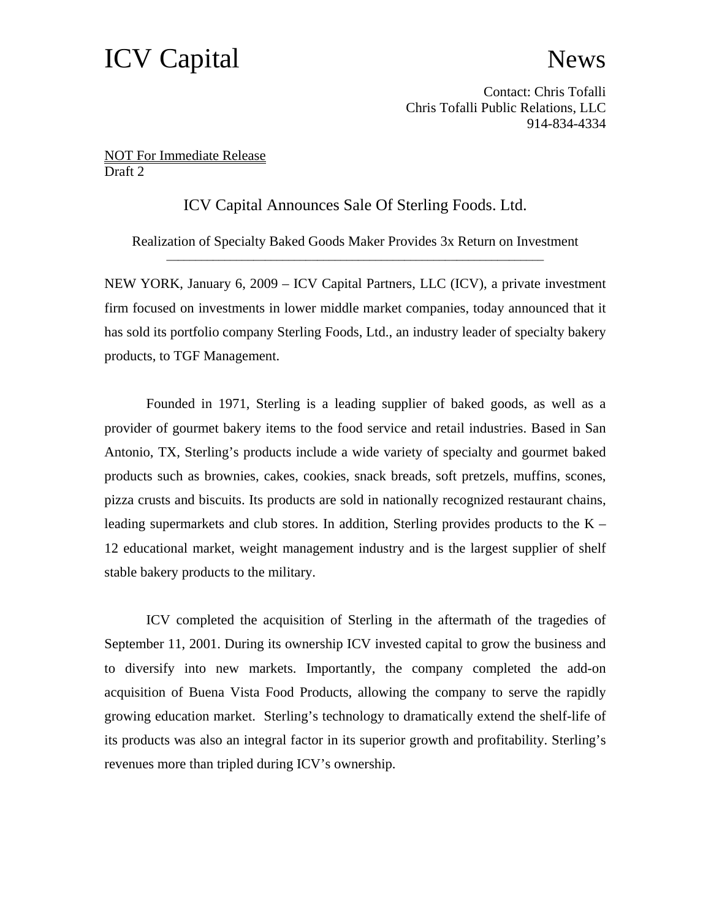# ICV Capital News

Contact: Chris Tofalli
Chris Tofalli Public Relations, LLC
914-834-4334

NOT For Immediate Release
Draft 2

## ICV Capital Announces Sale Of Sterling Foods. Ltd.

Realization of Specialty Baked Goods Maker Provides 3x Return on Investment

---

NEW YORK, January 6, 2009 – ICV Capital Partners, LLC (ICV), a private investment firm focused on investments in lower middle market companies, today announced that it has sold its portfolio company Sterling Foods, Ltd., an industry leader of specialty bakery products, to TGF Management.

Founded in 1971, Sterling is a leading supplier of baked goods, as well as a provider of gourmet bakery items to the food service and retail industries. Based in San Antonio, TX, Sterling's products include a wide variety of specialty and gourmet baked products such as brownies, cakes, cookies, snack breads, soft pretzels, muffins, scones, pizza crusts and biscuits. Its products are sold in nationally recognized restaurant chains, leading supermarkets and club stores. In addition, Sterling provides products to the K – 12 educational market, weight management industry and is the largest supplier of shelf stable bakery products to the military.

ICV completed the acquisition of Sterling in the aftermath of the tragedies of September 11, 2001. During its ownership ICV invested capital to grow the business and to diversify into new markets. Importantly, the company completed the add-on acquisition of Buena Vista Food Products, allowing the company to serve the rapidly growing education market. Sterling's technology to dramatically extend the shelf-life of its products was also an integral factor in its superior growth and profitability. Sterling's revenues more than tripled during ICV's ownership.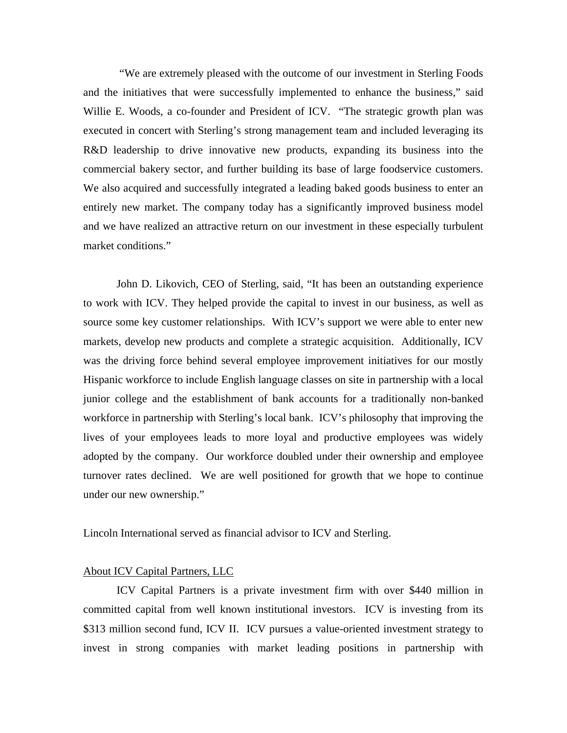"We are extremely pleased with the outcome of our investment in Sterling Foods and the initiatives that were successfully implemented to enhance the business," said Willie E. Woods, a co-founder and President of ICV. "The strategic growth plan was executed in concert with Sterling's strong management team and included leveraging its R&D leadership to drive innovative new products, expanding its business into the commercial bakery sector, and further building its base of large foodservice customers. We also acquired and successfully integrated a leading baked goods business to enter an entirely new market. The company today has a significantly improved business model and we have realized an attractive return on our investment in these especially turbulent market conditions."

John D. Likovich, CEO of Sterling, said, "It has been an outstanding experience to work with ICV. They helped provide the capital to invest in our business, as well as source some key customer relationships. With ICV's support we were able to enter new markets, develop new products and complete a strategic acquisition. Additionally, ICV was the driving force behind several employee improvement initiatives for our mostly Hispanic workforce to include English language classes on site in partnership with a local junior college and the establishment of bank accounts for a traditionally non-banked workforce in partnership with Sterling's local bank. ICV's philosophy that improving the lives of your employees leads to more loyal and productive employees was widely adopted by the company. Our workforce doubled under their ownership and employee turnover rates declined. We are well positioned for growth that we hope to continue under our new ownership."

Lincoln International served as financial advisor to ICV and Sterling.

About ICV Capital Partners, LLC

ICV Capital Partners is a private investment firm with over $440 million in committed capital from well known institutional investors. ICV is investing from its $313 million second fund, ICV II. ICV pursues a value-oriented investment strategy to invest in strong companies with market leading positions in partnership with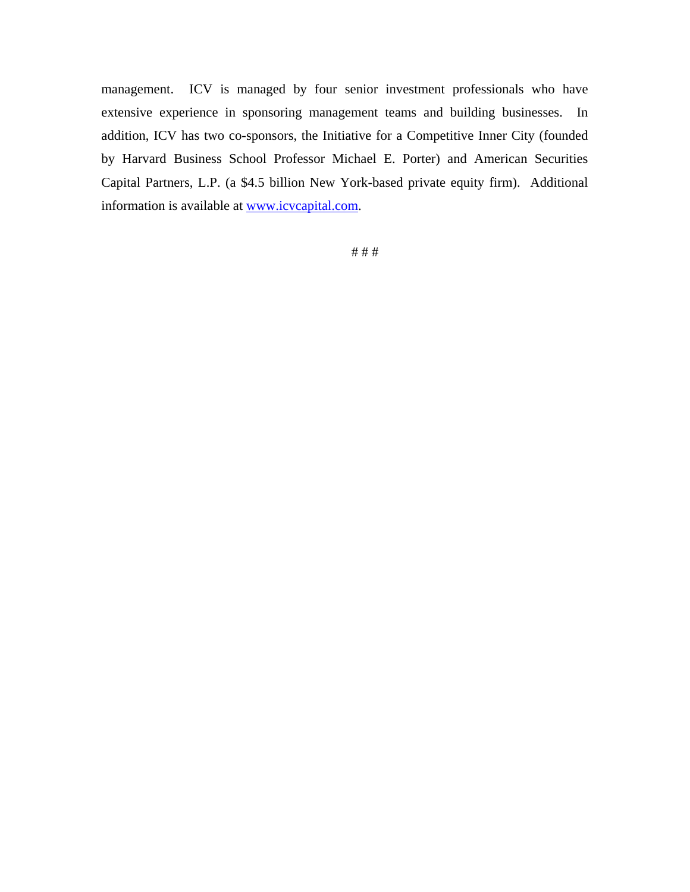management. ICV is managed by four senior investment professionals who have extensive experience in sponsoring management teams and building businesses. In addition, ICV has two co-sponsors, the Initiative for a Competitive Inner City (founded by Harvard Business School Professor Michael E. Porter) and American Securities Capital Partners, L.P. (a $4.5 billion New York-based private equity firm). Additional information is available at www.icvcapital.com.

# # #